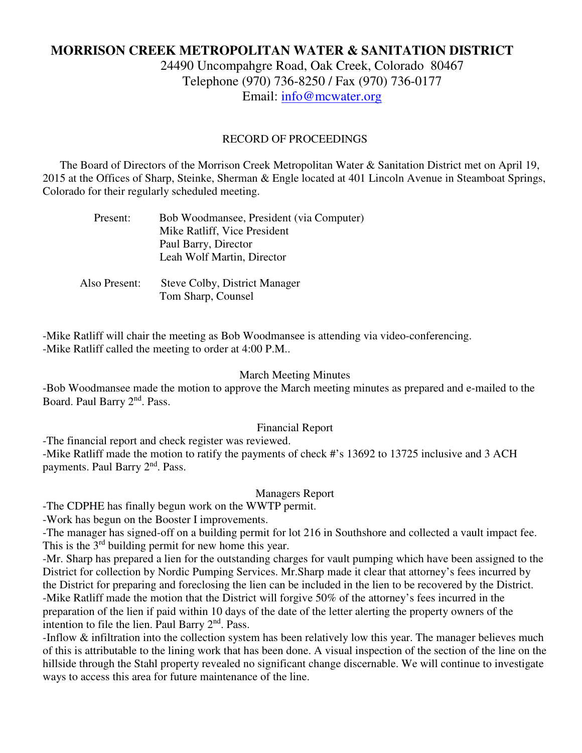# MORRISON CREEK METROPOLITAN WATER & SANITATION DISTRICT

24490 Uncompahgre Road, Oak Creek, Colorado 80467
Telephone (970) 736-8250 / Fax (970) 736-0177
Email: info@mcwater.org

## RECORD OF PROCEEDINGS

The Board of Directors of the Morrison Creek Metropolitan Water & Sanitation District met on April 19, 2015 at the Offices of Sharp, Steinke, Sherman & Engle located at 401 Lincoln Avenue in Steamboat Springs, Colorado for their regularly scheduled meeting.

Present: Bob Woodmansee, President (via Computer)
Mike Ratliff, Vice President
Paul Barry, Director
Leah Wolf Martin, Director

Also Present: Steve Colby, District Manager
Tom Sharp, Counsel

-Mike Ratliff will chair the meeting as Bob Woodmansee is attending via video-conferencing.
-Mike Ratliff called the meeting to order at 4:00 P.M..

### March Meeting Minutes

-Bob Woodmansee made the motion to approve the March meeting minutes as prepared and e-mailed to the Board. Paul Barry 2nd. Pass.

### Financial Report

-The financial report and check register was reviewed.
-Mike Ratliff made the motion to ratify the payments of check #'s 13692 to 13725 inclusive and 3 ACH payments. Paul Barry 2nd. Pass.

### Managers Report

-The CDPHE has finally begun work on the WWTP permit.
-Work has begun on the Booster I improvements.
-The manager has signed-off on a building permit for lot 216 in Southshore and collected a vault impact fee. This is the 3rd building permit for new home this year.
-Mr. Sharp has prepared a lien for the outstanding charges for vault pumping which have been assigned to the District for collection by Nordic Pumping Services. Mr.Sharp made it clear that attorney's fees incurred by the District for preparing and foreclosing the lien can be included in the lien to be recovered by the District.
-Mike Ratliff made the motion that the District will forgive 50% of the attorney's fees incurred in the preparation of the lien if paid within 10 days of the date of the letter alerting the property owners of the intention to file the lien. Paul Barry 2nd. Pass.
-Inflow & infiltration into the collection system has been relatively low this year. The manager believes much of this is attributable to the lining work that has been done. A visual inspection of the section of the line on the hillside through the Stahl property revealed no significant change discernable. We will continue to investigate ways to access this area for future maintenance of the line.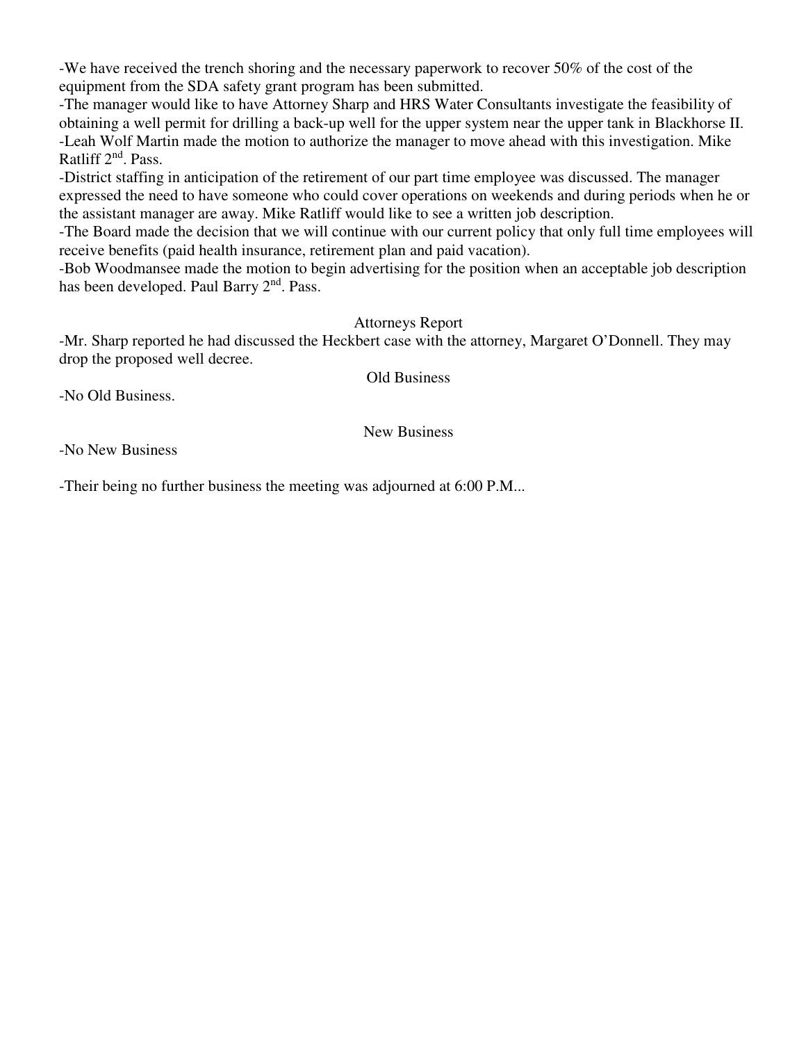-We have received the trench shoring and the necessary paperwork to recover 50% of the cost of the equipment from the SDA safety grant program has been submitted.

-The manager would like to have Attorney Sharp and HRS Water Consultants investigate the feasibility of obtaining a well permit for drilling a back-up well for the upper system near the upper tank in Blackhorse II.

-Leah Wolf Martin made the motion to authorize the manager to move ahead with this investigation. Mike Ratliff 2nd. Pass.

-District staffing in anticipation of the retirement of our part time employee was discussed. The manager expressed the need to have someone who could cover operations on weekends and during periods when he or the assistant manager are away. Mike Ratliff would like to see a written job description.

-The Board made the decision that we will continue with our current policy that only full time employees will receive benefits (paid health insurance, retirement plan and paid vacation).

-Bob Woodmansee made the motion to begin advertising for the position when an acceptable job description has been developed. Paul Barry 2nd. Pass.

Attorneys Report

-Mr. Sharp reported he had discussed the Heckbert case with the attorney, Margaret O'Donnell. They may drop the proposed well decree.

Old Business

-No Old Business.

New Business

-No New Business

-Their being no further business the meeting was adjourned at 6:00 P.M...